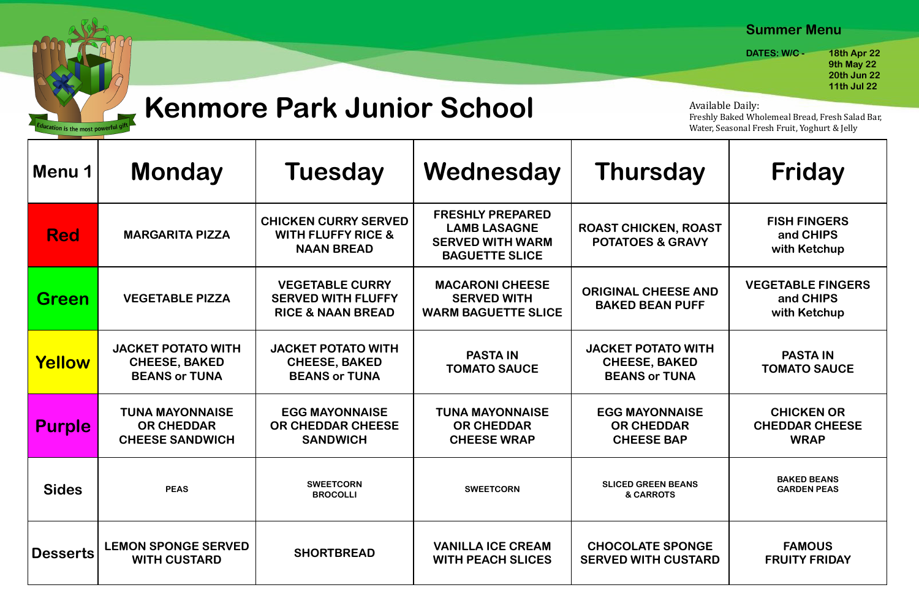Education is the most powerful gift

# Kenmore Park Junior School

**Summer Menu**

**DATES: W/C -** **18th Apr 22**
**9th May 22**
**20th Jun 22**
**11th Jul 22**

Available Daily:
Freshly Baked Wholemeal Bread, Fresh Salad Bar, Water, Seasonal Fresh Fruit, Yoghurt & Jelly

| Menu 1 | Monday | Tuesday | Wednesday | Thursday | Friday |
|---|---|---|---|---|---|
| **Red** | MARGARITA PIZZA | CHICKEN CURRY SERVED WITH FLUFFY RICE & NAAN BREAD | FRESHLY PREPARED LAMB LASAGNE SERVED WITH WARM BAGUETTE SLICE | ROAST CHICKEN, ROAST POTATOES & GRAVY | FISH FINGERS and CHIPS with Ketchup |
| **Green** | VEGETABLE PIZZA | VEGETABLE CURRY SERVED WITH FLUFFY RICE & NAAN BREAD | MACARONI CHEESE SERVED WITH WARM BAGUETTE SLICE | ORIGINAL CHEESE AND BAKED BEAN PUFF | VEGETABLE FINGERS and CHIPS with Ketchup |
| **Yellow** | JACKET POTATO WITH CHEESE, BAKED BEANS or TUNA | JACKET POTATO WITH CHEESE, BAKED BEANS or TUNA | PASTA IN TOMATO SAUCE | JACKET POTATO WITH CHEESE, BAKED BEANS or TUNA | PASTA IN TOMATO SAUCE |
| **Purple** | TUNA MAYONNAISE OR CHEDDAR CHEESE SANDWICH | EGG MAYONNAISE OR CHEDDAR CHEESE SANDWICH | TUNA MAYONNAISE OR CHEDDAR CHEESE WRAP | EGG MAYONNAISE OR CHEDDAR CHEESE BAP | CHICKEN OR CHEDDAR CHEESE WRAP |
| **Sides** | PEAS | SWEETCORN BROCOLLI | SWEETCORN | SLICED GREEN BEANS & CARROTS | BAKED BEANS GARDEN PEAS |
| **Desserts** | LEMON SPONGE SERVED WITH CUSTARD | SHORTBREAD | VANILLA ICE CREAM WITH PEACH SLICES | CHOCOLATE SPONGE SERVED WITH CUSTARD | FAMOUS FRUITY FRIDAY |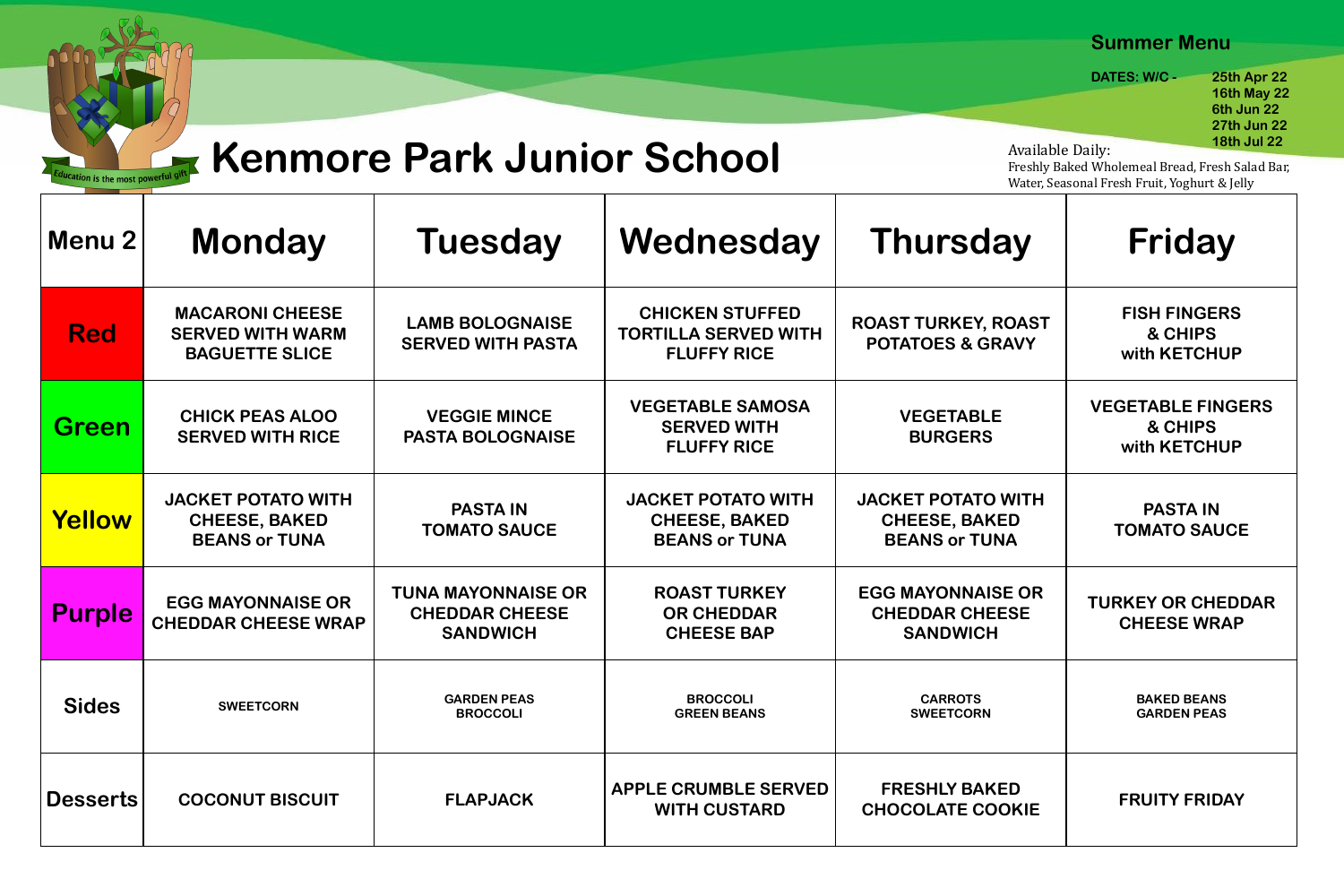# Kenmore Park Junior School

*Education is the most powerful gift*

## Summer Menu

**DATES: W/C -** 25th Apr 22, 16th May 22, 6th Jun 22, 27th Jun 22, 18th Jul 22

Available Daily:
Freshly Baked Wholemeal Bread, Fresh Salad Bar, Water, Seasonal Fresh Fruit, Yoghurt & Jelly

| Menu 2 | Monday | Tuesday | Wednesday | Thursday | Friday |
|---|---|---|---|---|---|
| **Red** | MACARONI CHEESE SERVED WITH WARM BAGUETTE SLICE | LAMB BOLOGNAISE SERVED WITH PASTA | CHICKEN STUFFED TORTILLA SERVED WITH FLUFFY RICE | ROAST TURKEY, ROAST POTATOES & GRAVY | FISH FINGERS & CHIPS with KETCHUP |
| **Green** | CHICK PEAS ALOO SERVED WITH RICE | VEGGIE MINCE PASTA BOLOGNAISE | VEGETABLE SAMOSA SERVED WITH FLUFFY RICE | VEGETABLE BURGERS | VEGETABLE FINGERS & CHIPS with KETCHUP |
| **Yellow** | JACKET POTATO WITH CHEESE, BAKED BEANS or TUNA | PASTA IN TOMATO SAUCE | JACKET POTATO WITH CHEESE, BAKED BEANS or TUNA | JACKET POTATO WITH CHEESE, BAKED BEANS or TUNA | PASTA IN TOMATO SAUCE |
| **Purple** | EGG MAYONNAISE OR CHEDDAR CHEESE WRAP | TUNA MAYONNAISE OR CHEDDAR CHEESE SANDWICH | ROAST TURKEY OR CHEDDAR CHEESE BAP | EGG MAYONNAISE OR CHEDDAR CHEESE SANDWICH | TURKEY OR CHEDDAR CHEESE WRAP |
| **Sides** | SWEETCORN | GARDEN PEAS BROCCOLI | BROCCOLI GREEN BEANS | CARROTS SWEETCORN | BAKED BEANS GARDEN PEAS |
| **Desserts** | COCONUT BISCUIT | FLAPJACK | APPLE CRUMBLE SERVED WITH CUSTARD | FRESHLY BAKED CHOCOLATE COOKIE | FRUITY FRIDAY |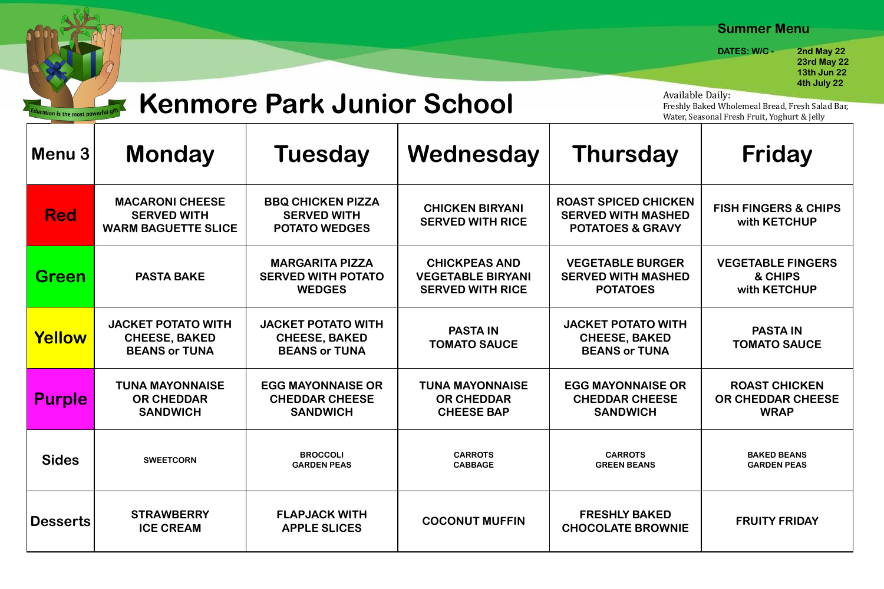# Kenmore Park Junior School

*Education is the most powerful gift*

## Summer Menu

**DATES: W/C -** **2nd May 22**
**23rd May 22**
**13th Jun 22**
**4th July 22**

Available Daily:
Freshly Baked Wholemeal Bread, Fresh Salad Bar, Water, Seasonal Fresh Fruit, Yoghurt & Jelly

| Menu 3 | Monday | Tuesday | Wednesday | Thursday | Friday |
|---|---|---|---|---|---|
| **Red** | MACARONI CHEESE SERVED WITH WARM BAGUETTE SLICE | BBQ CHICKEN PIZZA SERVED WITH POTATO WEDGES | CHICKEN BIRYANI SERVED WITH RICE | ROAST SPICED CHICKEN SERVED WITH MASHED POTATOES & GRAVY | FISH FINGERS & CHIPS with KETCHUP |
| **Green** | PASTA BAKE | MARGARITA PIZZA SERVED WITH POTATO WEDGES | CHICKPEAS AND VEGETABLE BIRYANI SERVED WITH RICE | VEGETABLE BURGER SERVED WITH MASHED POTATOES | VEGETABLE FINGERS & CHIPS with KETCHUP |
| **Yellow** | JACKET POTATO WITH CHEESE, BAKED BEANS or TUNA | JACKET POTATO WITH CHEESE, BAKED BEANS or TUNA | PASTA IN TOMATO SAUCE | JACKET POTATO WITH CHEESE, BAKED BEANS or TUNA | PASTA IN TOMATO SAUCE |
| **Purple** | TUNA MAYONNAISE OR CHEDDAR SANDWICH | EGG MAYONNAISE OR CHEDDAR CHEESE SANDWICH | TUNA MAYONNAISE OR CHEDDAR CHEESE BAP | EGG MAYONNAISE OR CHEDDAR CHEESE SANDWICH | ROAST CHICKEN OR CHEDDAR CHEESE WRAP |
| **Sides** | SWEETCORN | BROCCOLI GARDEN PEAS | CARROTS CABBAGE | CARROTS GREEN BEANS | BAKED BEANS GARDEN PEAS |
| **Desserts** | STRAWBERRY ICE CREAM | FLAPJACK WITH APPLE SLICES | COCONUT MUFFIN | FRESHLY BAKED CHOCOLATE BROWNIE | FRUITY FRIDAY |